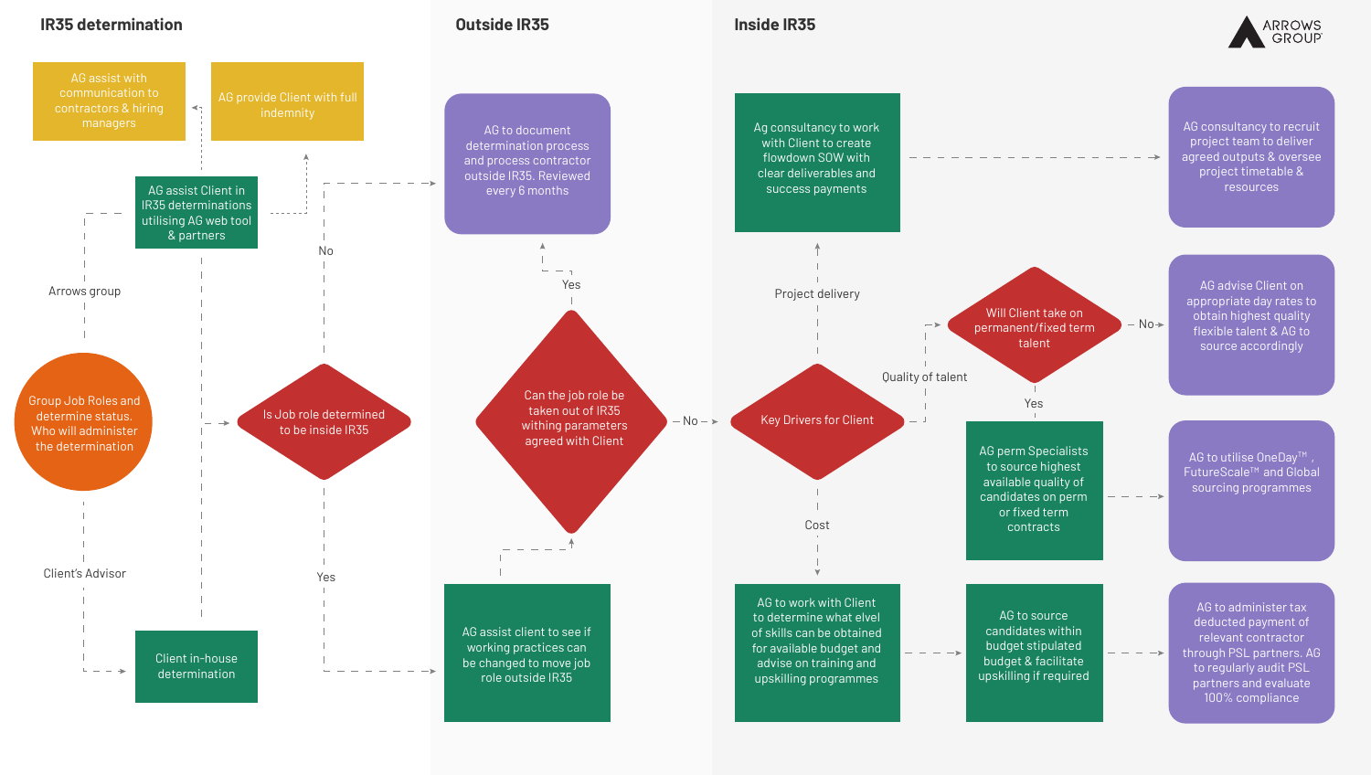# IR35 determination

AG assist with communication to contractors & hiring managers

AG provide Client with full indemnity

AG assist Client in IR35 determinations utilising AG web tool & partners

Arrows group

Group Job Roles and determine status. Who will administer the determination

Client's Advisor

Client in-house determination

Is Job role determined to be inside IR35

No

Yes

# Outside IR35

AG to document determination process and process contractor outside IR35. Reviewed every 6 months

Yes

Can the job role be taken out of IR35 withing parameters agreed with Client

No

AG assist client to see if working practices can be changed to move job role outside IR35

# Inside IR35

Ag consultancy to work with Client to create flowdown SOW with clear deliverables and success payments

AG consultancy to recruit project team to deliver agreed outputs & oversee project timetable & resources

Project delivery

Key Drivers for Client

Quality of talent

Will Client take on permanent/fixed term talent

No

AG advise Client on appropriate day rates to obtain highest quality flexible talent & AG to source accordingly

Yes

AG perm Specialists to source highest available quality of candidates on perm or fixed term contracts

AG to utilise OneDay™, FutureScale™ and Global sourcing programmes

Cost

AG to work with Client to determine what elvel of skills can be obtained for available budget and advise on training and upskilling programmes

AG to source candidates within budget stipulated budget & facilitate upskilling if required

AG to administer tax deducted payment of relevant contractor through PSL partners. AG to regularly audit PSL partners and evaluate 100% compliance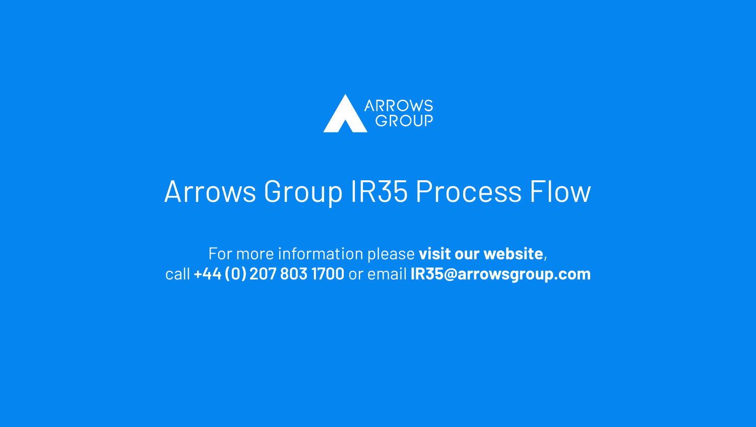ARROWS GROUP

# Arrows Group IR35 Process Flow

For more information please **visit our website**,
call **+44 (0) 207 803 1700** or email **IR35@arrowsgroup.com**